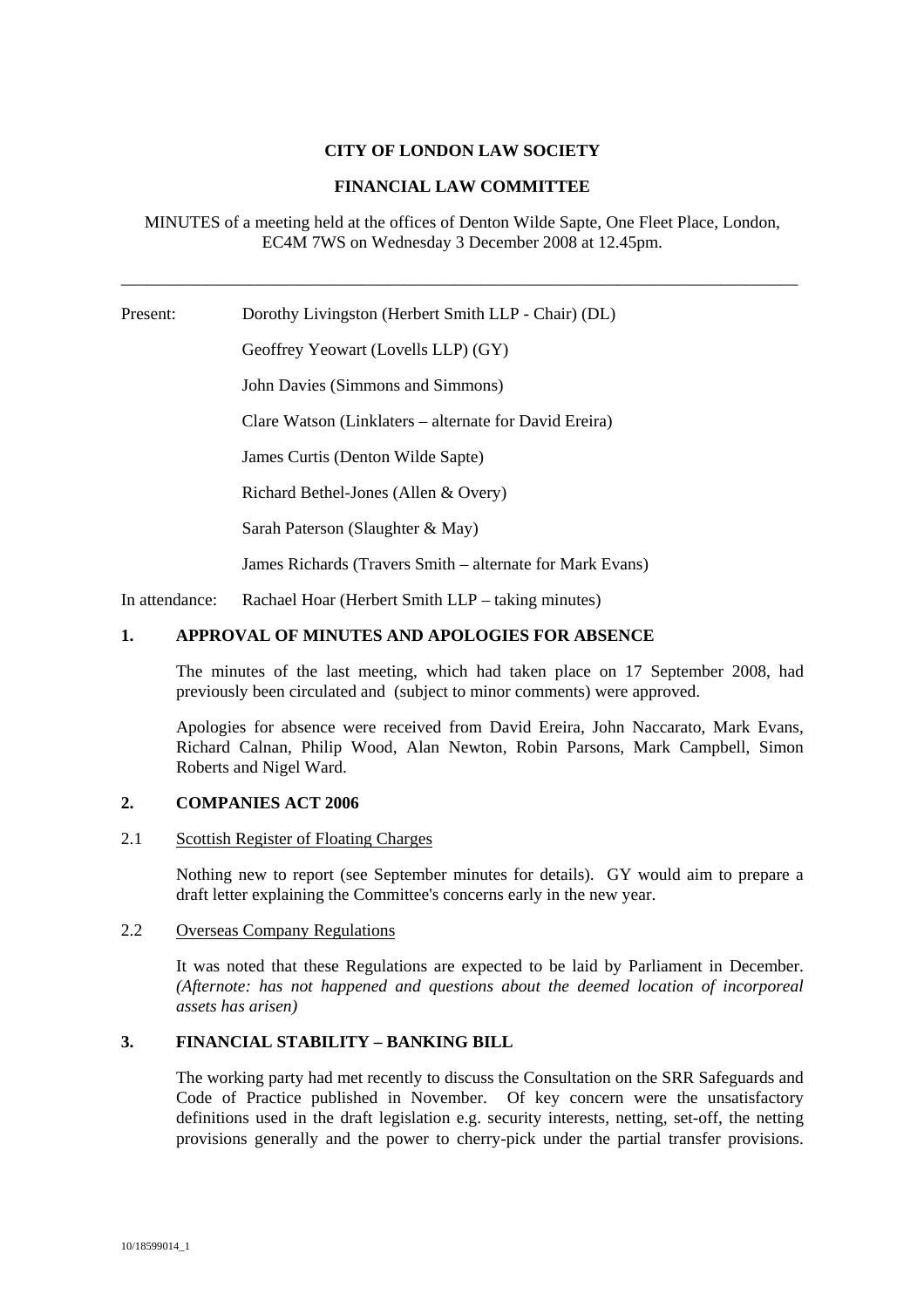**CITY OF LONDON LAW SOCIETY**

**FINANCIAL LAW COMMITTEE**

MINUTES of a meeting held at the offices of Denton Wilde Sapte, One Fleet Place, London, EC4M 7WS on Wednesday 3 December 2008 at 12.45pm.

---

Present: Dorothy Livingston (Herbert Smith LLP - Chair) (DL)

Geoffrey Yeowart (Lovells LLP) (GY)

John Davies (Simmons and Simmons)

Clare Watson (Linklaters – alternate for David Ereira)

James Curtis (Denton Wilde Sapte)

Richard Bethel-Jones (Allen & Overy)

Sarah Paterson (Slaughter & May)

James Richards (Travers Smith – alternate for Mark Evans)

In attendance: Rachael Hoar (Herbert Smith LLP – taking minutes)

## 1. APPROVAL OF MINUTES AND APOLOGIES FOR ABSENCE

The minutes of the last meeting, which had taken place on 17 September 2008, had previously been circulated and (subject to minor comments) were approved.

Apologies for absence were received from David Ereira, John Naccarato, Mark Evans, Richard Calnan, Philip Wood, Alan Newton, Robin Parsons, Mark Campbell, Simon Roberts and Nigel Ward.

## 2. COMPANIES ACT 2006

### 2.1 Scottish Register of Floating Charges

Nothing new to report (see September minutes for details). GY would aim to prepare a draft letter explaining the Committee's concerns early in the new year.

### 2.2 Overseas Company Regulations

It was noted that these Regulations are expected to be laid by Parliament in December. *(Afternote: has not happened and questions about the deemed location of incorporeal assets has arisen)*

## 3. FINANCIAL STABILITY – BANKING BILL

The working party had met recently to discuss the Consultation on the SRR Safeguards and Code of Practice published in November. Of key concern were the unsatisfactory definitions used in the draft legislation e.g. security interests, netting, set-off, the netting provisions generally and the power to cherry-pick under the partial transfer provisions.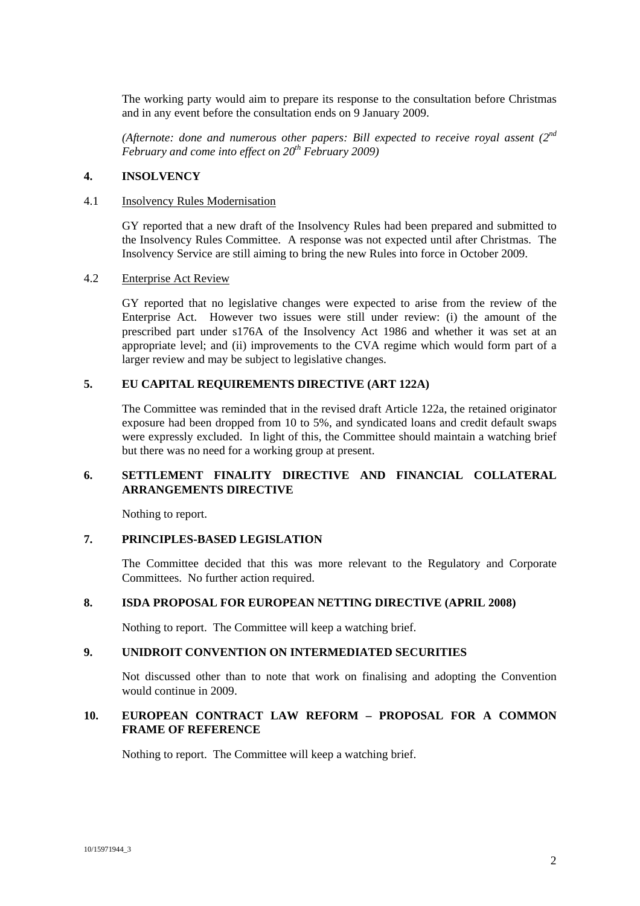The working party would aim to prepare its response to the consultation before Christmas and in any event before the consultation ends on 9 January 2009.

*(Afternote: done and numerous other papers: Bill expected to receive royal assent (2nd February and come into effect on 20th February 2009)*

## 4. INSOLVENCY

### 4.1 Insolvency Rules Modernisation

GY reported that a new draft of the Insolvency Rules had been prepared and submitted to the Insolvency Rules Committee. A response was not expected until after Christmas. The Insolvency Service are still aiming to bring the new Rules into force in October 2009.

### 4.2 Enterprise Act Review

GY reported that no legislative changes were expected to arise from the review of the Enterprise Act. However two issues were still under review: (i) the amount of the prescribed part under s176A of the Insolvency Act 1986 and whether it was set at an appropriate level; and (ii) improvements to the CVA regime which would form part of a larger review and may be subject to legislative changes.

## 5. EU CAPITAL REQUIREMENTS DIRECTIVE (ART 122A)

The Committee was reminded that in the revised draft Article 122a, the retained originator exposure had been dropped from 10 to 5%, and syndicated loans and credit default swaps were expressly excluded. In light of this, the Committee should maintain a watching brief but there was no need for a working group at present.

## 6. SETTLEMENT FINALITY DIRECTIVE AND FINANCIAL COLLATERAL ARRANGEMENTS DIRECTIVE

Nothing to report.

## 7. PRINCIPLES-BASED LEGISLATION

The Committee decided that this was more relevant to the Regulatory and Corporate Committees. No further action required.

## 8. ISDA PROPOSAL FOR EUROPEAN NETTING DIRECTIVE (APRIL 2008)

Nothing to report. The Committee will keep a watching brief.

## 9. UNIDROIT CONVENTION ON INTERMEDIATED SECURITIES

Not discussed other than to note that work on finalising and adopting the Convention would continue in 2009.

## 10. EUROPEAN CONTRACT LAW REFORM – PROPOSAL FOR A COMMON FRAME OF REFERENCE

Nothing to report. The Committee will keep a watching brief.

10/15971944_3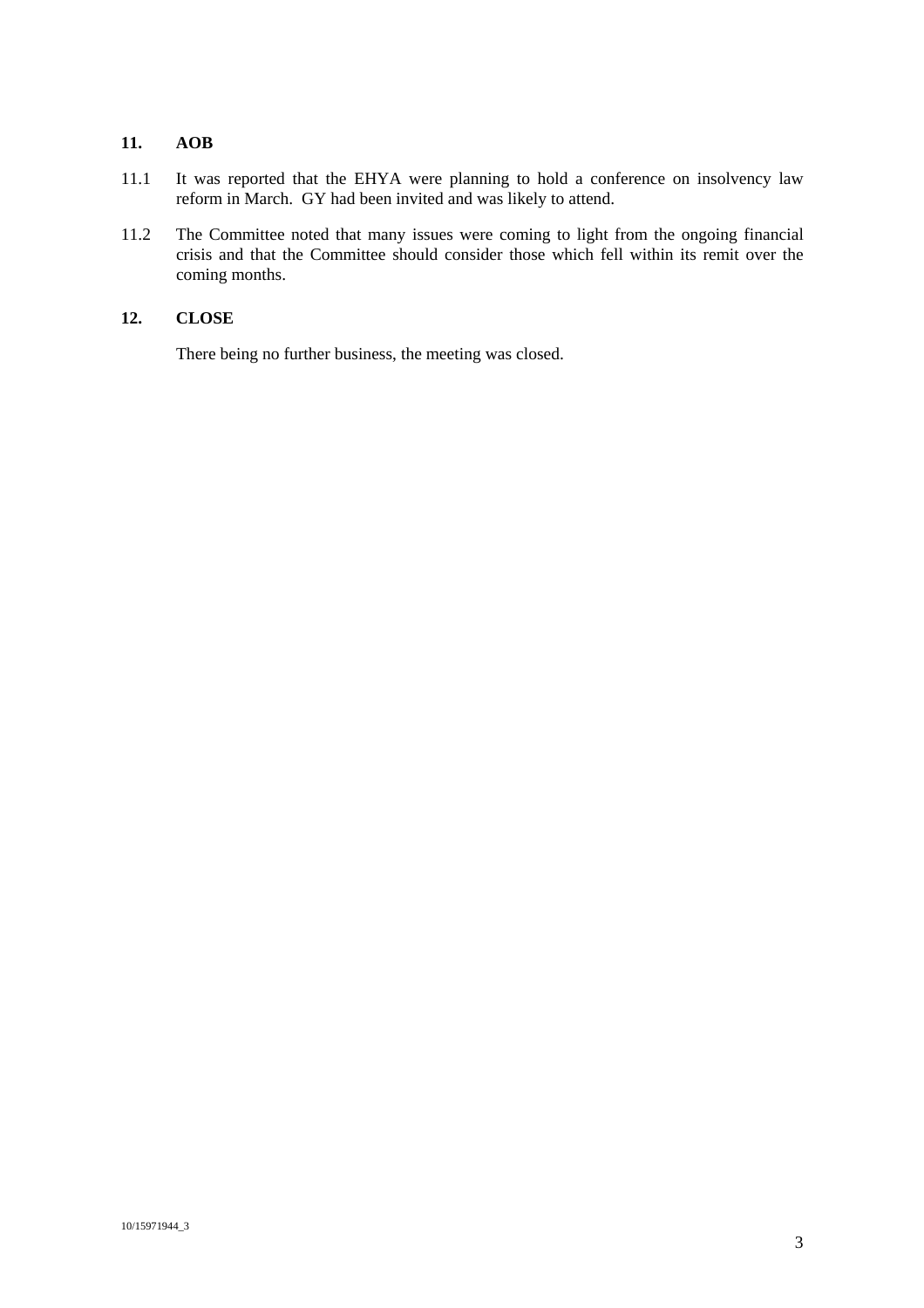**11. AOB**

11.1 It was reported that the EHYA were planning to hold a conference on insolvency law reform in March. GY had been invited and was likely to attend.

11.2 The Committee noted that many issues were coming to light from the ongoing financial crisis and that the Committee should consider those which fell within its remit over the coming months.

**12. CLOSE**

There being no further business, the meeting was closed.

10/15971944_3